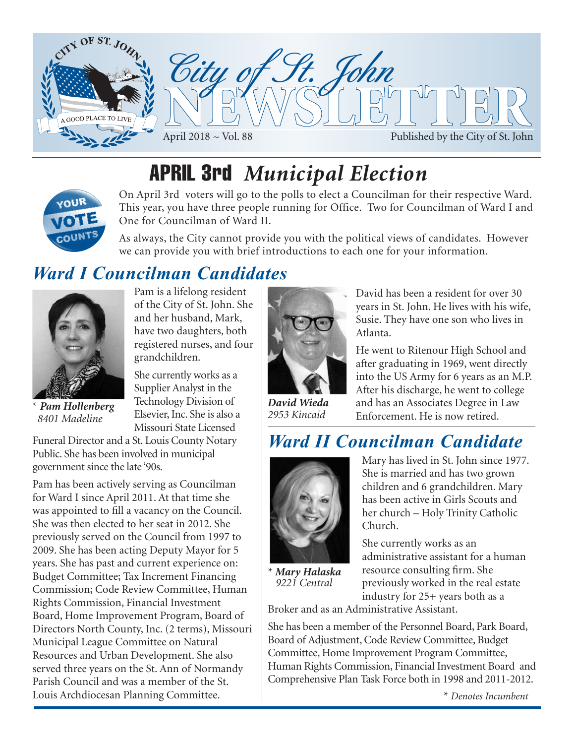# City of St. John NEWSLETTER

April 2018 ~ Vol. 88

Published by the City of St. John

## APRIL 3rd *Municipal Election*

On April 3rd voters will go to the polls to elect a Councilman for their respective Ward. This year, you have three people running for Office. Two for Councilman of Ward I and One for Councilman of Ward II.

As always, the City cannot provide you with the political views of candidates. However we can provide you with brief introductions to each one for your information.

## *Ward I Councilman Candidates*

\* ***Pam Hollenberg***
*8401 Madeline*

Pam is a lifelong resident of the City of St. John. She and her husband, Mark, have two daughters, both registered nurses, and four grandchildren.

She currently works as a Supplier Analyst in the Technology Division of Elsevier, Inc. She is also a Missouri State Licensed Funeral Director and a St. Louis County Notary Public. She has been involved in municipal government since the late '90s.

Pam has been actively serving as Councilman for Ward I since April 2011. At that time she was appointed to fill a vacancy on the Council. She was then elected to her seat in 2012. She previously served on the Council from 1997 to 2009. She has been acting Deputy Mayor for 5 years. She has past and current experience on: Budget Committee; Tax Increment Financing Commission; Code Review Committee, Human Rights Commission, Financial Investment Board, Home Improvement Program, Board of Directors North County, Inc. (2 terms), Missouri Municipal League Committee on Natural Resources and Urban Development. She also served three years on the St. Ann of Normandy Parish Council and was a member of the St. Louis Archdiocesan Planning Committee.

***David Wieda***
*2953 Kincaid*

David has been a resident for over 30 years in St. John. He lives with his wife, Susie. They have one son who lives in Atlanta.

He went to Ritenour High School and after graduating in 1969, went directly into the US Army for 6 years as an M.P. After his discharge, he went to college and has an Associates Degree in Law Enforcement. He is now retired.

## *Ward II Councilman Candidate*

\* ***Mary Halaska***
*9221 Central*

Mary has lived in St. John since 1977. She is married and has two grown children and 6 grandchildren. Mary has been active in Girls Scouts and her church – Holy Trinity Catholic Church.

She currently works as an administrative assistant for a human resource consulting firm. She previously worked in the real estate industry for 25+ years both as a Broker and as an Administrative Assistant.

She has been a member of the Personnel Board, Park Board, Board of Adjustment, Code Review Committee, Budget Committee, Home Improvement Program Committee, Human Rights Commission, Financial Investment Board and Comprehensive Plan Task Force both in 1998 and 2011-2012.

\* *Denotes Incumbent*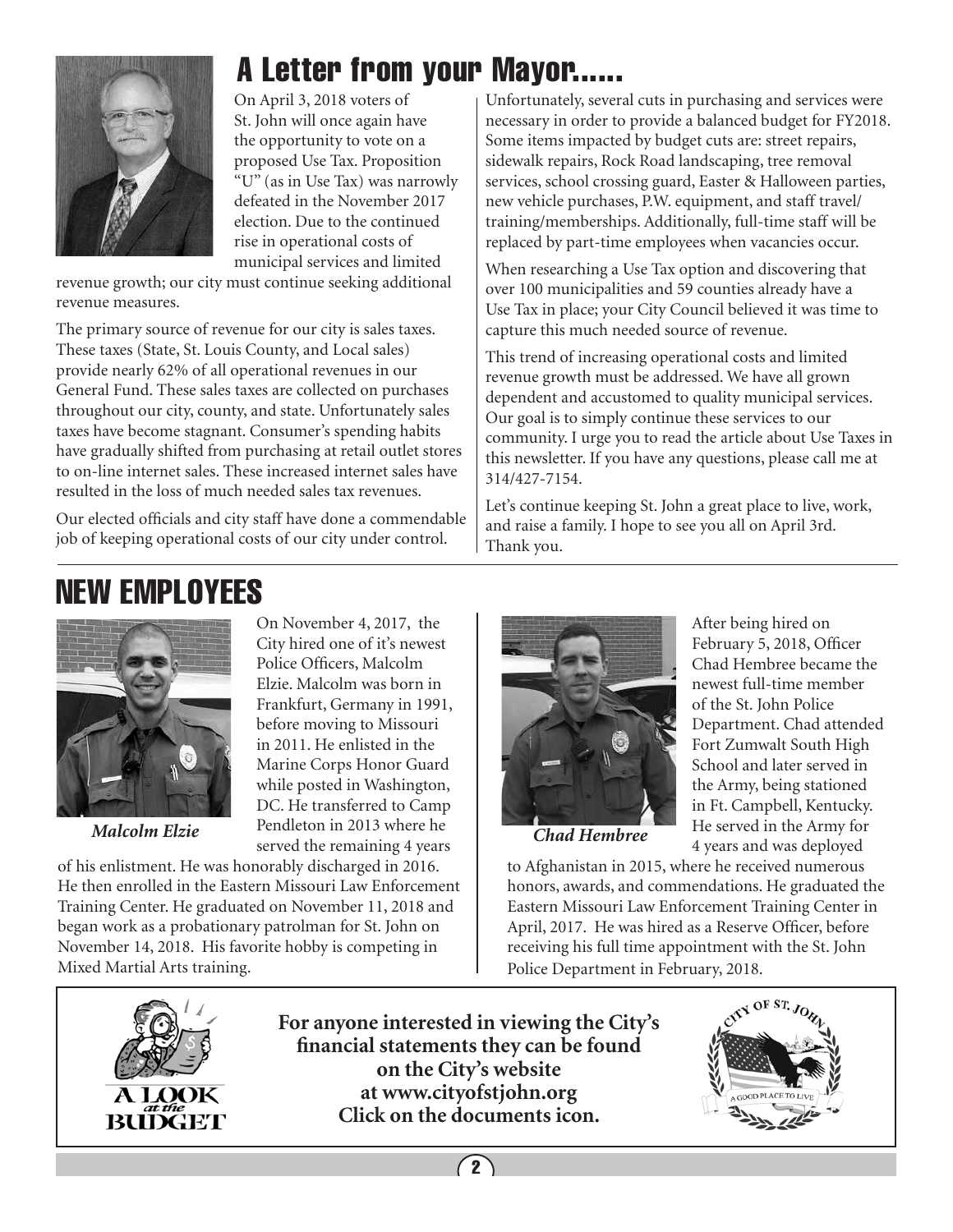# A Letter from your Mayor......

On April 3, 2018 voters of St. John will once again have the opportunity to vote on a proposed Use Tax. Proposition "U" (as in Use Tax) was narrowly defeated in the November 2017 election. Due to the continued rise in operational costs of municipal services and limited revenue growth; our city must continue seeking additional revenue measures.

The primary source of revenue for our city is sales taxes. These taxes (State, St. Louis County, and Local sales) provide nearly 62% of all operational revenues in our General Fund. These sales taxes are collected on purchases throughout our city, county, and state. Unfortunately sales taxes have become stagnant. Consumer's spending habits have gradually shifted from purchasing at retail outlet stores to on-line internet sales. These increased internet sales have resulted in the loss of much needed sales tax revenues.

Our elected officials and city staff have done a commendable job of keeping operational costs of our city under control. Unfortunately, several cuts in purchasing and services were necessary in order to provide a balanced budget for FY2018. Some items impacted by budget cuts are: street repairs, sidewalk repairs, Rock Road landscaping, tree removal services, school crossing guard, Easter & Halloween parties, new vehicle purchases, P.W. equipment, and staff travel/training/memberships. Additionally, full-time staff will be replaced by part-time employees when vacancies occur.

When researching a Use Tax option and discovering that over 100 municipalities and 59 counties already have a Use Tax in place; your City Council believed it was time to capture this much needed source of revenue.

This trend of increasing operational costs and limited revenue growth must be addressed. We have all grown dependent and accustomed to quality municipal services. Our goal is to simply continue these services to our community. I urge you to read the article about Use Taxes in this newsletter. If you have any questions, please call me at 314/427-7154.

Let's continue keeping St. John a great place to live, work, and raise a family. I hope to see you all on April 3rd. Thank you.

# NEW EMPLOYEES

*Malcolm Elzie*

On November 4, 2017, the City hired one of it's newest Police Officers, Malcolm Elzie. Malcolm was born in Frankfurt, Germany in 1991, before moving to Missouri in 2011. He enlisted in the Marine Corps Honor Guard while posted in Washington, DC. He transferred to Camp Pendleton in 2013 where he served the remaining 4 years of his enlistment. He was honorably discharged in 2016. He then enrolled in the Eastern Missouri Law Enforcement Training Center. He graduated on November 11, 2018 and began work as a probationary patrolman for St. John on November 14, 2018. His favorite hobby is competing in Mixed Martial Arts training.

*Chad Hembree*

After being hired on February 5, 2018, Officer Chad Hembree became the newest full-time member of the St. John Police Department. Chad attended Fort Zumwalt South High School and later served in the Army, being stationed in Ft. Campbell, Kentucky. He served in the Army for 4 years and was deployed to Afghanistan in 2015, where he received numerous honors, awards, and commendations. He graduated the Eastern Missouri Law Enforcement Training Center in April, 2017. He was hired as a Reserve Officer, before receiving his full time appointment with the St. John Police Department in February, 2018.

A LOOK *at the* BUDGET

**For anyone interested in viewing the City's financial statements they can be found on the City's website at www.cityofstjohn.org Click on the documents icon.**

CITY OF ST. JOHN — A GOOD PLACE TO LIVE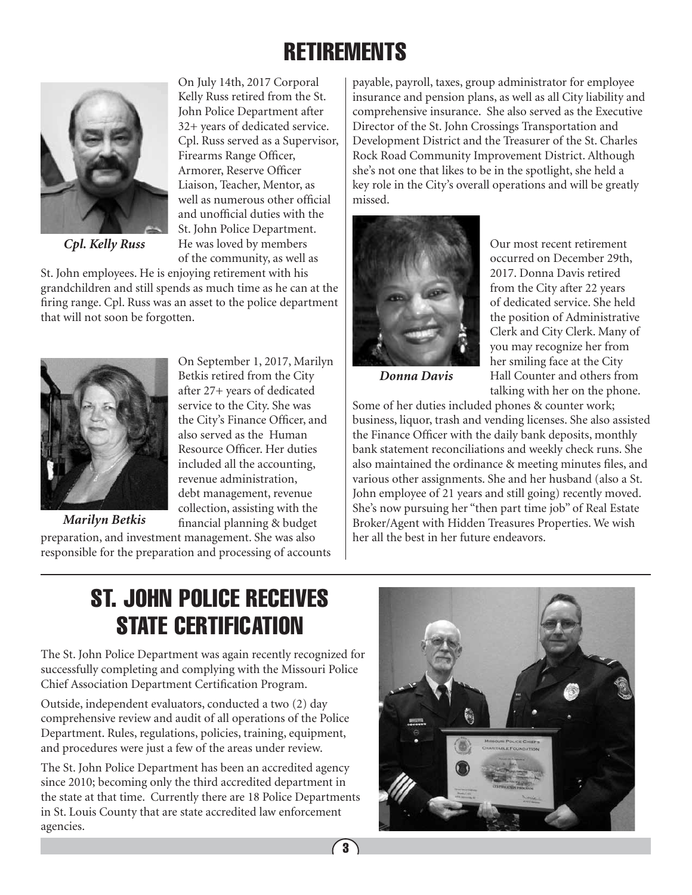# RETIREMENTS

*Cpl. Kelly Russ*

On July 14th, 2017 Corporal Kelly Russ retired from the St. John Police Department after 32+ years of dedicated service. Cpl. Russ served as a Supervisor, Firearms Range Officer, Armorer, Reserve Officer Liaison, Teacher, Mentor, as well as numerous other official and unofficial duties with the St. John Police Department. He was loved by members of the community, as well as St. John employees. He is enjoying retirement with his grandchildren and still spends as much time as he can at the firing range. Cpl. Russ was an asset to the police department that will not soon be forgotten.

*Marilyn Betkis*

On September 1, 2017, Marilyn Betkis retired from the City after 27+ years of dedicated service to the City. She was the City's Finance Officer, and also served as the Human Resource Officer. Her duties included all the accounting, revenue administration, debt management, revenue collection, assisting with the financial planning & budget preparation, and investment management. She was also responsible for the preparation and processing of accounts payable, payroll, taxes, group administrator for employee insurance and pension plans, as well as all City liability and comprehensive insurance. She also served as the Executive Director of the St. John Crossings Transportation and Development District and the Treasurer of the St. Charles Rock Road Community Improvement District. Although she's not one that likes to be in the spotlight, she held a key role in the City's overall operations and will be greatly missed.

*Donna Davis*

Our most recent retirement occurred on December 29th, 2017. Donna Davis retired from the City after 22 years of dedicated service. She held the position of Administrative Clerk and City Clerk. Many of you may recognize her from her smiling face at the City Hall Counter and others from talking with her on the phone. Some of her duties included phones & counter work; business, liquor, trash and vending licenses. She also assisted the Finance Officer with the daily bank deposits, monthly bank statement reconciliations and weekly check runs. She also maintained the ordinance & meeting minutes files, and various other assignments. She and her husband (also a St. John employee of 21 years and still going) recently moved. She's now pursuing her "then part time job" of Real Estate Broker/Agent with Hidden Treasures Properties. We wish her all the best in her future endeavors.

# ST. JOHN POLICE RECEIVES STATE CERTIFICATION

The St. John Police Department was again recently recognized for successfully completing and complying with the Missouri Police Chief Association Department Certification Program.

Outside, independent evaluators, conducted a two (2) day comprehensive review and audit of all operations of the Police Department. Rules, regulations, policies, training, equipment, and procedures were just a few of the areas under review.

The St. John Police Department has been an accredited agency since 2010; becoming only the third accredited department in the state at that time. Currently there are 18 Police Departments in St. Louis County that are state accredited law enforcement agencies.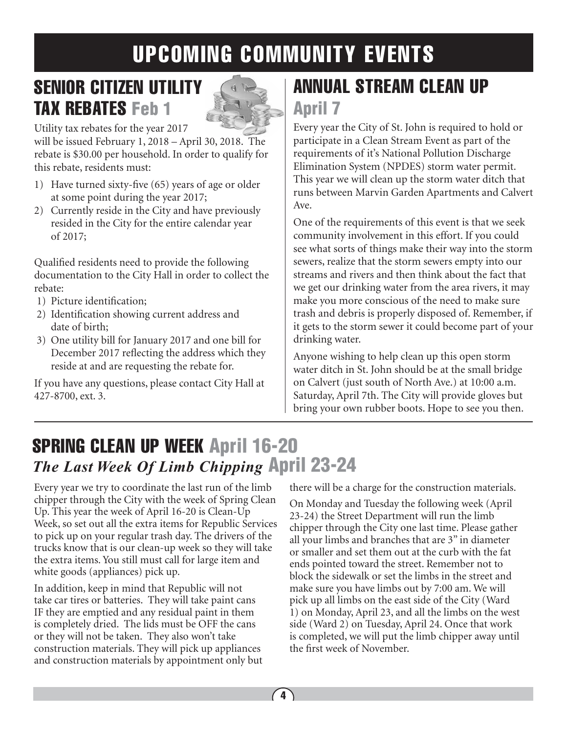# UPCOMING COMMUNITY EVENTS

## SENIOR CITIZEN UTILITY TAX REBATES Feb 1

Utility tax rebates for the year 2017 will be issued February 1, 2018 – April 30, 2018. The rebate is $30.00 per household. In order to qualify for this rebate, residents must:

1) Have turned sixty-five (65) years of age or older at some point during the year 2017;
2) Currently reside in the City and have previously resided in the City for the entire calendar year of 2017;

Qualified residents need to provide the following documentation to the City Hall in order to collect the rebate:

1) Picture identification;
2) Identification showing current address and date of birth;
3) One utility bill for January 2017 and one bill for December 2017 reflecting the address which they reside at and are requesting the rebate for.

If you have any questions, please contact City Hall at 427-8700, ext. 3.

## ANNUAL STREAM CLEAN UP April 7

Every year the City of St. John is required to hold or participate in a Clean Stream Event as part of the requirements of it's National Pollution Discharge Elimination System (NPDES) storm water permit. This year we will clean up the storm water ditch that runs between Marvin Garden Apartments and Calvert Ave.

One of the requirements of this event is that we seek community involvement in this effort. If you could see what sorts of things make their way into the storm sewers, realize that the storm sewers empty into our streams and rivers and then think about the fact that we get our drinking water from the area rivers, it may make you more conscious of the need to make sure trash and debris is properly disposed of. Remember, if it gets to the storm sewer it could become part of your drinking water.

Anyone wishing to help clean up this open storm water ditch in St. John should be at the small bridge on Calvert (just south of North Ave.) at 10:00 a.m. Saturday, April 7th. The City will provide gloves but bring your own rubber boots. Hope to see you then.

## SPRING CLEAN UP WEEK April 16-20
### *The Last Week Of Limb Chipping* April 23-24

Every year we try to coordinate the last run of the limb chipper through the City with the week of Spring Clean Up. This year the week of April 16-20 is Clean-Up Week, so set out all the extra items for Republic Services to pick up on your regular trash day. The drivers of the trucks know that is our clean-up week so they will take the extra items. You still must call for large item and white goods (appliances) pick up.

In addition, keep in mind that Republic will not take car tires or batteries. They will take paint cans IF they are emptied and any residual paint in them is completely dried. The lids must be OFF the cans or they will not be taken. They also won't take construction materials. They will pick up appliances and construction materials by appointment only but there will be a charge for the construction materials.

On Monday and Tuesday the following week (April 23-24) the Street Department will run the limb chipper through the City one last time. Please gather all your limbs and branches that are 3" in diameter or smaller and set them out at the curb with the fat ends pointed toward the street. Remember not to block the sidewalk or set the limbs in the street and make sure you have limbs out by 7:00 am. We will pick up all limbs on the east side of the City (Ward 1) on Monday, April 23, and all the limbs on the west side (Ward 2) on Tuesday, April 24. Once that work is completed, we will put the limb chipper away until the first week of November.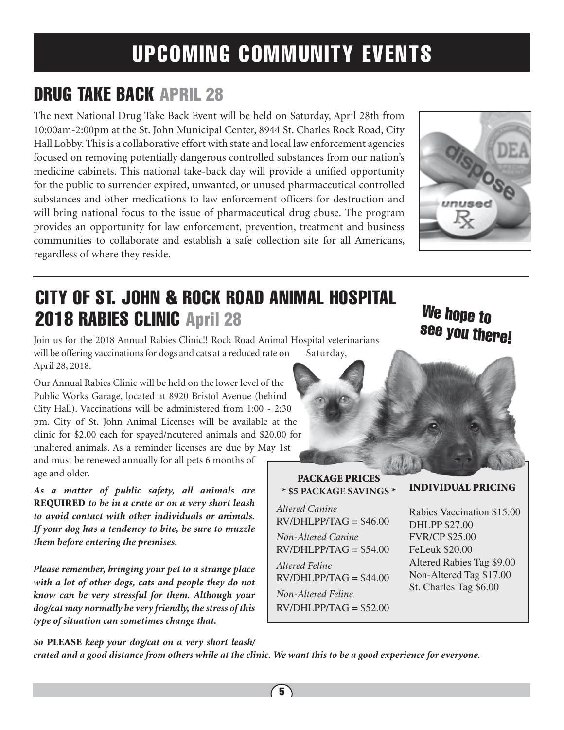# UPCOMING COMMUNITY EVENTS

## DRUG TAKE BACK APRIL 28

The next National Drug Take Back Event will be held on Saturday, April 28th from 10:00am-2:00pm at the St. John Municipal Center, 8944 St. Charles Rock Road, City Hall Lobby. This is a collaborative effort with state and local law enforcement agencies focused on removing potentially dangerous controlled substances from our nation's medicine cabinets. This national take-back day will provide a unified opportunity for the public to surrender expired, unwanted, or unused pharmaceutical controlled substances and other medications to law enforcement officers for destruction and will bring national focus to the issue of pharmaceutical drug abuse. The program provides an opportunity for law enforcement, prevention, treatment and business communities to collaborate and establish a safe collection site for all Americans, regardless of where they reside.

## CITY OF ST. JOHN & ROCK ROAD ANIMAL HOSPITAL 2018 RABIES CLINIC April 28

We hope to see you there!

Join us for the 2018 Annual Rabies Clinic!! Rock Road Animal Hospital veterinarians will be offering vaccinations for dogs and cats at a reduced rate on Saturday, April 28, 2018.

Our Annual Rabies Clinic will be held on the lower level of the Public Works Garage, located at 8920 Bristol Avenue (behind City Hall). Vaccinations will be administered from 1:00 - 2:30 pm. City of St. John Animal Licenses will be available at the clinic for $2.00 each for spayed/neutered animals and $20.00 for unaltered animals. As a reminder licenses are due by May 1st and must be renewed annually for all pets 6 months of age and older.

***As a matter of public safety, all animals are* REQUIRED *to be in a crate or on a very short leash to avoid contact with other individuals or animals. If your dog has a tendency to bite, be sure to muzzle them before entering the premises.***

***Please remember, bringing your pet to a strange place with a lot of other dogs, cats and people they do not know can be very stressful for them. Although your dog/cat may normally be very friendly, the stress of this type of situation can sometimes change that.***

***So* PLEASE *keep your dog/cat on a very short leash/ crated and a good distance from others while at the clinic. We want this to be a good experience for everyone.***

**PACKAGE PRICES**
**\* $5 PACKAGE SAVINGS \***

*Altered Canine*
RV/DHLPP/TAG = $46.00

*Non-Altered Canine*
RV/DHLPP/TAG = $54.00

*Altered Feline*
RV/DHLPP/TAG = $44.00

*Non-Altered Feline*
RV/DHLPP/TAG = $52.00

**INDIVIDUAL PRICING**

Rabies Vaccination $15.00
DHLPP $27.00
FVR/CP $25.00
FeLeuk $20.00
Altered Rabies Tag $9.00
Non-Altered Tag $17.00
St. Charles Tag $6.00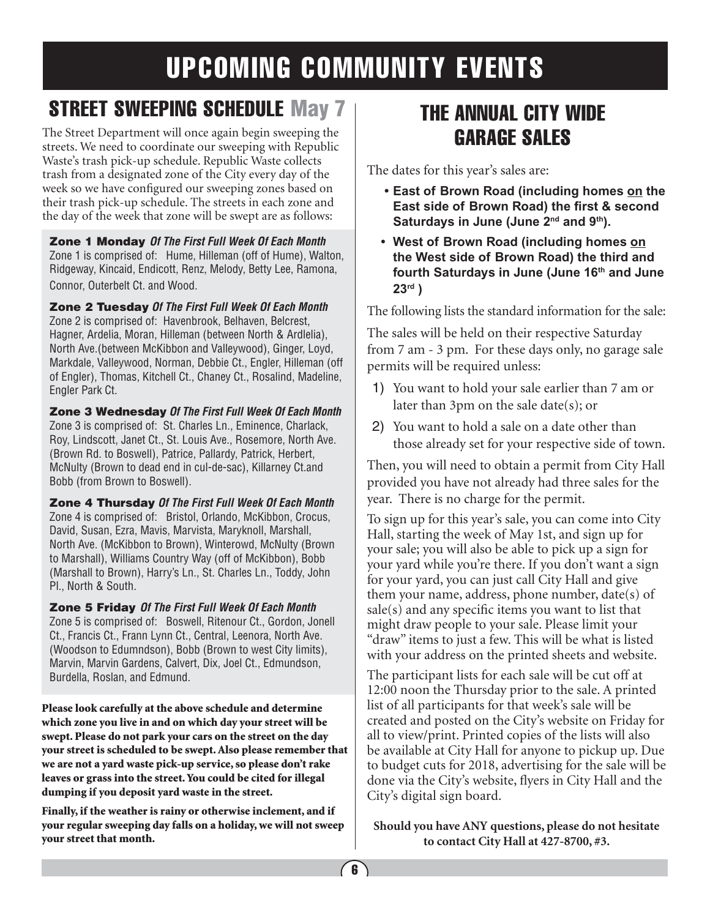# UPCOMING COMMUNITY EVENTS

## STREET SWEEPING SCHEDULE May 7

The Street Department will once again begin sweeping the streets. We need to coordinate our sweeping with Republic Waste's trash pick-up schedule. Republic Waste collects trash from a designated zone of the City every day of the week so we have configured our sweeping zones based on their trash pick-up schedule. The streets in each zone and the day of the week that zone will be swept are as follows:

**Zone 1 Monday** ***Of The First Full Week Of Each Month***
Zone 1 is comprised of: Hume, Hilleman (off of Hume), Walton, Ridgeway, Kincaid, Endicott, Renz, Melody, Betty Lee, Ramona, Connor, Outerbelt Ct. and Wood.

**Zone 2 Tuesday** ***Of The First Full Week Of Each Month***
Zone 2 is comprised of: Havenbrook, Belhaven, Belcrest, Hagner, Ardelia, Moran, Hilleman (between North & Ardlelia), North Ave.(between McKibbon and Valleywood), Ginger, Loyd, Markdale, Valleywood, Norman, Debbie Ct., Engler, Hilleman (off of Engler), Thomas, Kitchell Ct., Chaney Ct., Rosalind, Madeline, Engler Park Ct.

**Zone 3 Wednesday** ***Of The First Full Week Of Each Month***
Zone 3 is comprised of: St. Charles Ln., Eminence, Charlack, Roy, Lindscott, Janet Ct., St. Louis Ave., Rosemore, North Ave. (Brown Rd. to Boswell), Patrice, Pallardy, Patrick, Herbert, McNulty (Brown to dead end in cul-de-sac), Killarney Ct.and Bobb (from Brown to Boswell).

**Zone 4 Thursday** ***Of The First Full Week Of Each Month***
Zone 4 is comprised of: Bristol, Orlando, McKibbon, Crocus, David, Susan, Ezra, Mavis, Marvista, Maryknoll, Marshall, North Ave. (McKibbon to Brown), Winterowd, McNulty (Brown to Marshall), Williams Country Way (off of McKibbon), Bobb (Marshall to Brown), Harry's Ln., St. Charles Ln., Toddy, John Pl., North & South.

**Zone 5 Friday** ***Of The First Full Week Of Each Month***
Zone 5 is comprised of: Boswell, Ritenour Ct., Gordon, Jonell Ct., Francis Ct., Frann Lynn Ct., Central, Leenora, North Ave. (Woodson to Edumndson), Bobb (Brown to west City limits), Marvin, Marvin Gardens, Calvert, Dix, Joel Ct., Edmundson, Burdella, Roslan, and Edmund.

**Please look carefully at the above schedule and determine which zone you live in and on which day your street will be swept. Please do not park your cars on the street on the day your street is scheduled to be swept. Also please remember that we are not a yard waste pick-up service, so please don't rake leaves or grass into the street. You could be cited for illegal dumping if you deposit yard waste in the street.**

**Finally, if the weather is rainy or otherwise inclement, and if your regular sweeping day falls on a holiday, we will not sweep your street that month.**

## THE ANNUAL CITY WIDE GARAGE SALES

The dates for this year's sales are:

- **East of Brown Road (including homes on the East side of Brown Road) the first & second Saturdays in June (June 2nd and 9th).**
- **West of Brown Road (including homes on the West side of Brown Road) the third and fourth Saturdays in June (June 16th and June 23rd )**

The following lists the standard information for the sale:

The sales will be held on their respective Saturday from 7 am - 3 pm. For these days only, no garage sale permits will be required unless:

1) You want to hold your sale earlier than 7 am or later than 3pm on the sale date(s); or
2) You want to hold a sale on a date other than those already set for your respective side of town.

Then, you will need to obtain a permit from City Hall provided you have not already had three sales for the year. There is no charge for the permit.

To sign up for this year's sale, you can come into City Hall, starting the week of May 1st, and sign up for your sale; you will also be able to pick up a sign for your yard while you're there. If you don't want a sign for your yard, you can just call City Hall and give them your name, address, phone number, date(s) of sale(s) and any specific items you want to list that might draw people to your sale. Please limit your "draw" items to just a few. This will be what is listed with your address on the printed sheets and website.

The participant lists for each sale will be cut off at 12:00 noon the Thursday prior to the sale. A printed list of all participants for that week's sale will be created and posted on the City's website on Friday for all to view/print. Printed copies of the lists will also be available at City Hall for anyone to pickup up. Due to budget cuts for 2018, advertising for the sale will be done via the City's website, flyers in City Hall and the City's digital sign board.

**Should you have ANY questions, please do not hesitate to contact City Hall at 427-8700, #3.**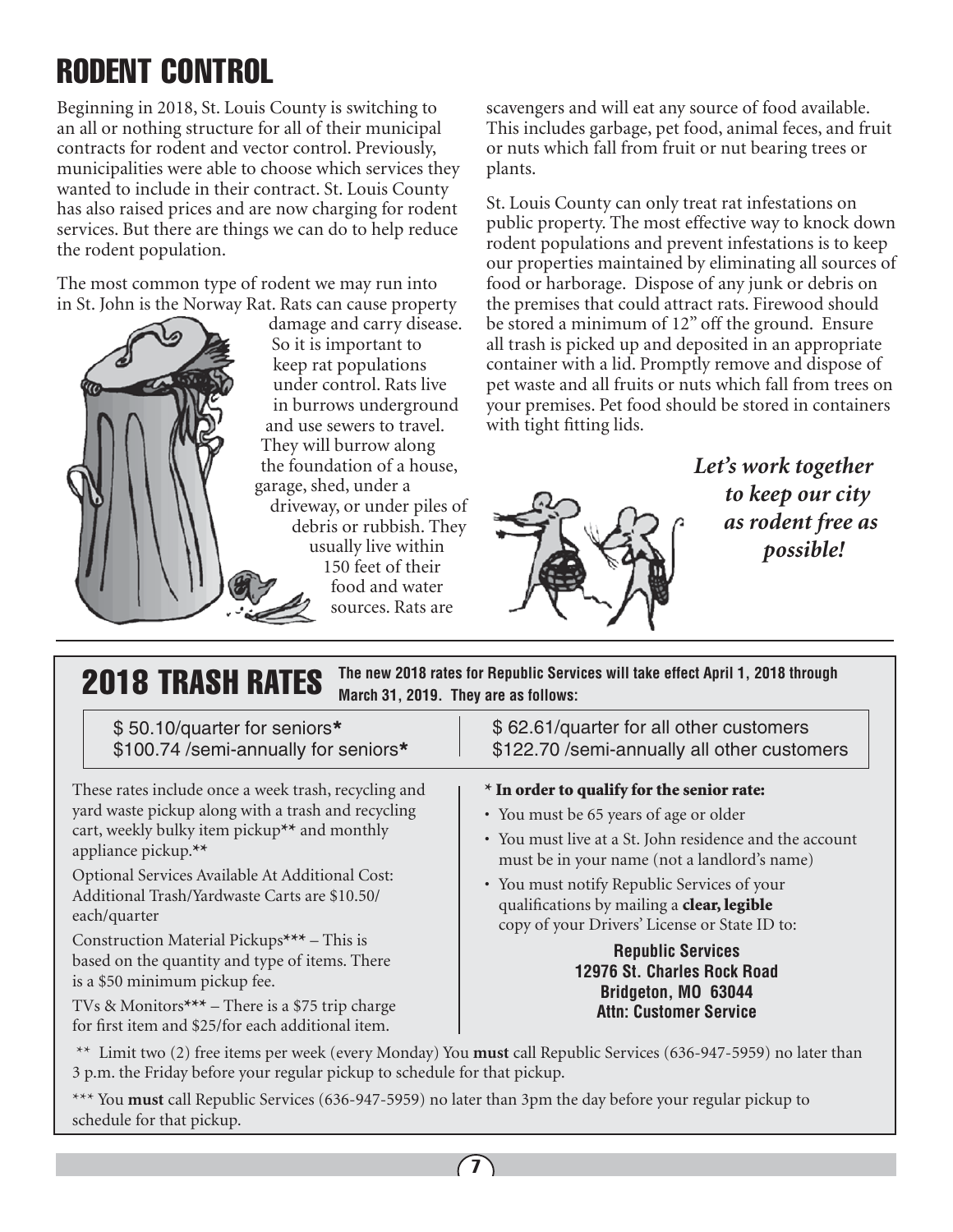# RODENT CONTROL

Beginning in 2018, St. Louis County is switching to an all or nothing structure for all of their municipal contracts for rodent and vector control. Previously, municipalities were able to choose which services they wanted to include in their contract. St. Louis County has also raised prices and are now charging for rodent services. But there are things we can do to help reduce the rodent population.

The most common type of rodent we may run into in St. John is the Norway Rat. Rats can cause property damage and carry disease. So it is important to keep rat populations under control. Rats live in burrows underground and use sewers to travel. They will burrow along the foundation of a house, garage, shed, under a driveway, or under piles of debris or rubbish. They usually live within 150 feet of their food and water sources. Rats are scavengers and will eat any source of food available. This includes garbage, pet food, animal feces, and fruit or nuts which fall from fruit or nut bearing trees or plants.

St. Louis County can only treat rat infestations on public property. The most effective way to knock down rodent populations and prevent infestations is to keep our properties maintained by eliminating all sources of food or harborage. Dispose of any junk or debris on the premises that could attract rats. Firewood should be stored a minimum of 12" off the ground. Ensure all trash is picked up and deposited in an appropriate container with a lid. Promptly remove and dispose of pet waste and all fruits or nuts which fall from trees on your premises. Pet food should be stored in containers with tight fitting lids.

***Let's work together to keep our city as rodent free as possible!***

# 2018 TRASH RATES

**The new 2018 rates for Republic Services will take effect April 1, 2018 through March 31, 2019. They are as follows:**

| | |
|---|---|
| $ 50.10/quarter for seniors* | $ 62.61/quarter for all other customers |
| $100.74 /semi-annually for seniors* | $122.70 /semi-annually all other customers |

These rates include once a week trash, recycling and yard waste pickup along with a trash and recycling cart, weekly bulky item pickup** and monthly appliance pickup.**

Optional Services Available At Additional Cost: Additional Trash/Yardwaste Carts are $10.50/ each/quarter

Construction Material Pickups*** – This is based on the quantity and type of items. There is a $50 minimum pickup fee.

TVs & Monitors*** – There is a $75 trip charge for first item and $25/for each additional item.

**\* In order to qualify for the senior rate:**

- You must be 65 years of age or older
- You must live at a St. John residence and the account must be in your name (not a landlord's name)
- You must notify Republic Services of your qualifications by mailing a **clear, legible** copy of your Drivers' License or State ID to:

**Republic Services**
**12976 St. Charles Rock Road**
**Bridgeton, MO 63044**
**Attn: Customer Service**

** Limit two (2) free items per week (every Monday) You **must** call Republic Services (636-947-5959) no later than 3 p.m. the Friday before your regular pickup to schedule for that pickup.

*** You **must** call Republic Services (636-947-5959) no later than 3pm the day before your regular pickup to schedule for that pickup.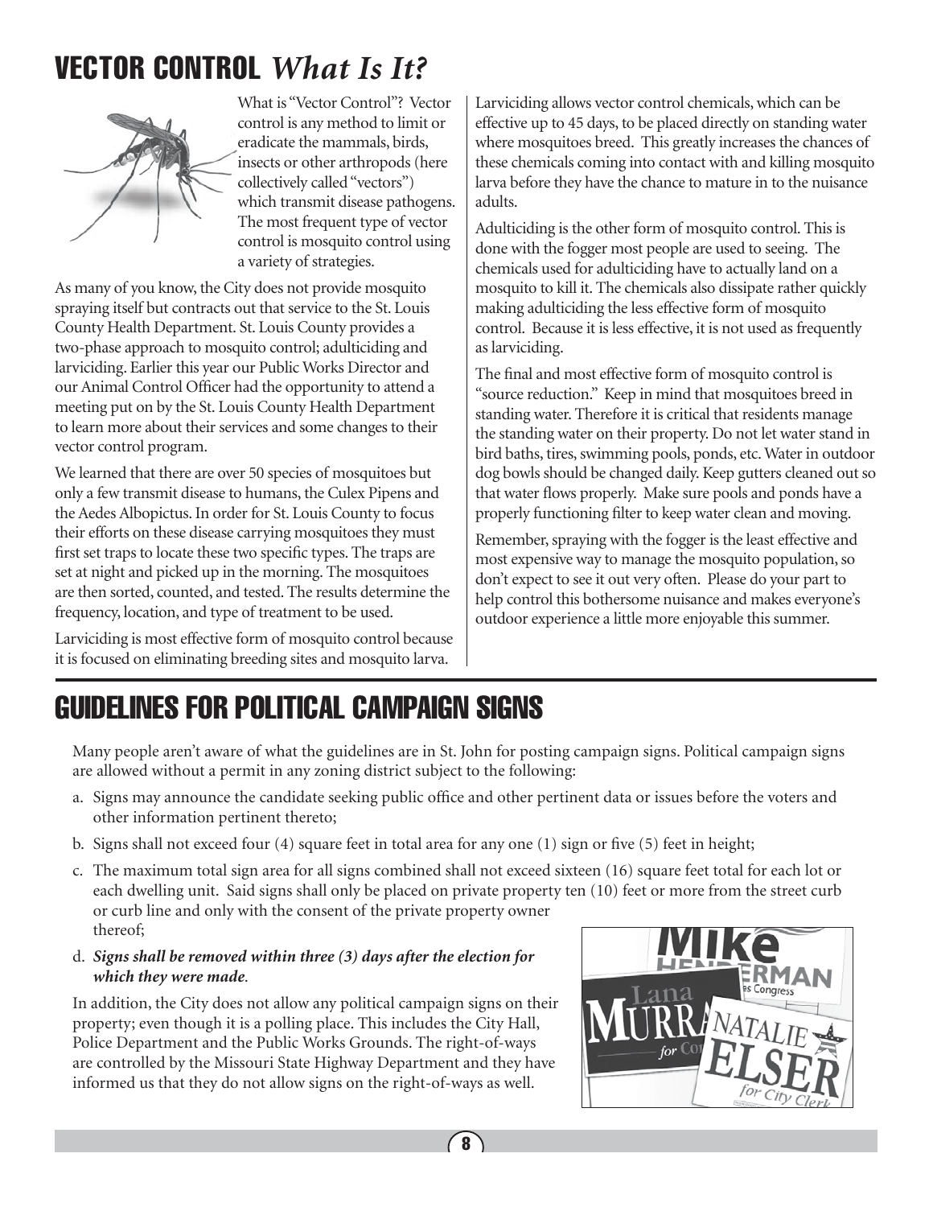# VECTOR CONTROL *What Is It?*

What is "Vector Control"? Vector control is any method to limit or eradicate the mammals, birds, insects or other arthropods (here collectively called "vectors") which transmit disease pathogens. The most frequent type of vector control is mosquito control using a variety of strategies.

As many of you know, the City does not provide mosquito spraying itself but contracts out that service to the St. Louis County Health Department. St. Louis County provides a two-phase approach to mosquito control; adulticiding and larviciding. Earlier this year our Public Works Director and our Animal Control Officer had the opportunity to attend a meeting put on by the St. Louis County Health Department to learn more about their services and some changes to their vector control program.

We learned that there are over 50 species of mosquitoes but only a few transmit disease to humans, the Culex Pipens and the Aedes Albopictus. In order for St. Louis County to focus their efforts on these disease carrying mosquitoes they must first set traps to locate these two specific types. The traps are set at night and picked up in the morning. The mosquitoes are then sorted, counted, and tested. The results determine the frequency, location, and type of treatment to be used.

Larviciding is most effective form of mosquito control because it is focused on eliminating breeding sites and mosquito larva.

Larviciding allows vector control chemicals, which can be effective up to 45 days, to be placed directly on standing water where mosquitoes breed. This greatly increases the chances of these chemicals coming into contact with and killing mosquito larva before they have the chance to mature in to the nuisance adults.

Adulticiding is the other form of mosquito control. This is done with the fogger most people are used to seeing. The chemicals used for adulticiding have to actually land on a mosquito to kill it. The chemicals also dissipate rather quickly making adulticiding the less effective form of mosquito control. Because it is less effective, it is not used as frequently as larviciding.

The final and most effective form of mosquito control is "source reduction." Keep in mind that mosquitoes breed in standing water. Therefore it is critical that residents manage the standing water on their property. Do not let water stand in bird baths, tires, swimming pools, ponds, etc. Water in outdoor dog bowls should be changed daily. Keep gutters cleaned out so that water flows properly. Make sure pools and ponds have a properly functioning filter to keep water clean and moving.

Remember, spraying with the fogger is the least effective and most expensive way to manage the mosquito population, so don't expect to see it out very often. Please do your part to help control this bothersome nuisance and makes everyone's outdoor experience a little more enjoyable this summer.

# GUIDELINES FOR POLITICAL CAMPAIGN SIGNS

Many people aren't aware of what the guidelines are in St. John for posting campaign signs. Political campaign signs are allowed without a permit in any zoning district subject to the following:

a. Signs may announce the candidate seeking public office and other pertinent data or issues before the voters and other information pertinent thereto;

b. Signs shall not exceed four (4) square feet in total area for any one (1) sign or five (5) feet in height;

c. The maximum total sign area for all signs combined shall not exceed sixteen (16) square feet total for each lot or each dwelling unit. Said signs shall only be placed on private property ten (10) feet or more from the street curb or curb line and only with the consent of the private property owner thereof;

d. ***Signs shall be removed within three (3) days after the election for which they were made.***

In addition, the City does not allow any political campaign signs on their property; even though it is a polling place. This includes the City Hall, Police Department and the Public Works Grounds. The right-of-ways are controlled by the Missouri State Highway Department and they have informed us that they do not allow signs on the right-of-ways as well.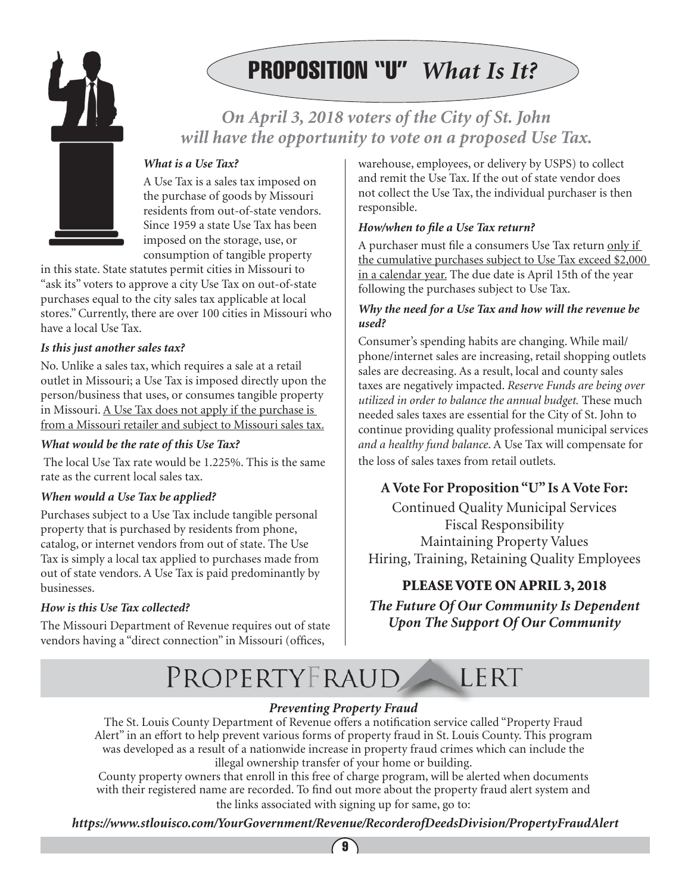# PROPOSITION "U" *What Is It?*

### *On April 3, 2018 voters of the City of St. John will have the opportunity to vote on a proposed Use Tax.*

***What is a Use Tax?***

A Use Tax is a sales tax imposed on the purchase of goods by Missouri residents from out-of-state vendors. Since 1959 a state Use Tax has been imposed on the storage, use, or consumption of tangible property in this state. State statutes permit cities in Missouri to "ask its" voters to approve a city Use Tax on out-of-state purchases equal to the city sales tax applicable at local stores." Currently, there are over 100 cities in Missouri who have a local Use Tax.

***Is this just another sales tax?***

No. Unlike a sales tax, which requires a sale at a retail outlet in Missouri; a Use Tax is imposed directly upon the person/business that uses, or consumes tangible property in Missouri. <u>A Use Tax does not apply if the purchase is from a Missouri retailer and subject to Missouri sales tax.</u>

***What would be the rate of this Use Tax?***

The local Use Tax rate would be 1.225%. This is the same rate as the current local sales tax.

***When would a Use Tax be applied?***

Purchases subject to a Use Tax include tangible personal property that is purchased by residents from phone, catalog, or internet vendors from out of state. The Use Tax is simply a local tax applied to purchases made from out of state vendors. A Use Tax is paid predominantly by businesses.

***How is this Use Tax collected?***

The Missouri Department of Revenue requires out of state vendors having a "direct connection" in Missouri (offices, warehouse, employees, or delivery by USPS) to collect and remit the Use Tax. If the out of state vendor does not collect the Use Tax, the individual purchaser is then responsible.

***How/when to file a Use Tax return?***

A purchaser must file a consumers Use Tax return <u>only if the cumulative purchases subject to Use Tax exceed $2,000 in a calendar year.</u> The due date is April 15th of the year following the purchases subject to Use Tax.

***Why the need for a Use Tax and how will the revenue be used?***

Consumer's spending habits are changing. While mail/phone/internet sales are increasing, retail shopping outlets sales are decreasing. As a result, local and county sales taxes are negatively impacted. *Reserve Funds are being over utilized in order to balance the annual budget.* These much needed sales taxes are essential for the City of St. John to continue providing quality professional municipal services *and a healthy fund balance*. A Use Tax will compensate for the loss of sales taxes from retail outlets.

**A Vote For Proposition "U" Is A Vote For:**

Continued Quality Municipal Services
Fiscal Responsibility
Maintaining Property Values
Hiring, Training, Retaining Quality Employees

**PLEASE VOTE ON APRIL 3, 2018**

***The Future Of Our Community Is Dependent Upon The Support Of Our Community***

# PROPERTY FRAUD ALERT

***Preventing Property Fraud***

The St. Louis County Department of Revenue offers a notification service called "Property Fraud Alert" in an effort to help prevent various forms of property fraud in St. Louis County. This program was developed as a result of a nationwide increase in property fraud crimes which can include the illegal ownership transfer of your home or building.

County property owners that enroll in this free of charge program, will be alerted when documents with their registered name are recorded. To find out more about the property fraud alert system and the links associated with signing up for same, go to:

***https://www.stlouisco.com/YourGovernment/Revenue/RecorderofDeedsDivision/PropertyFraudAlert***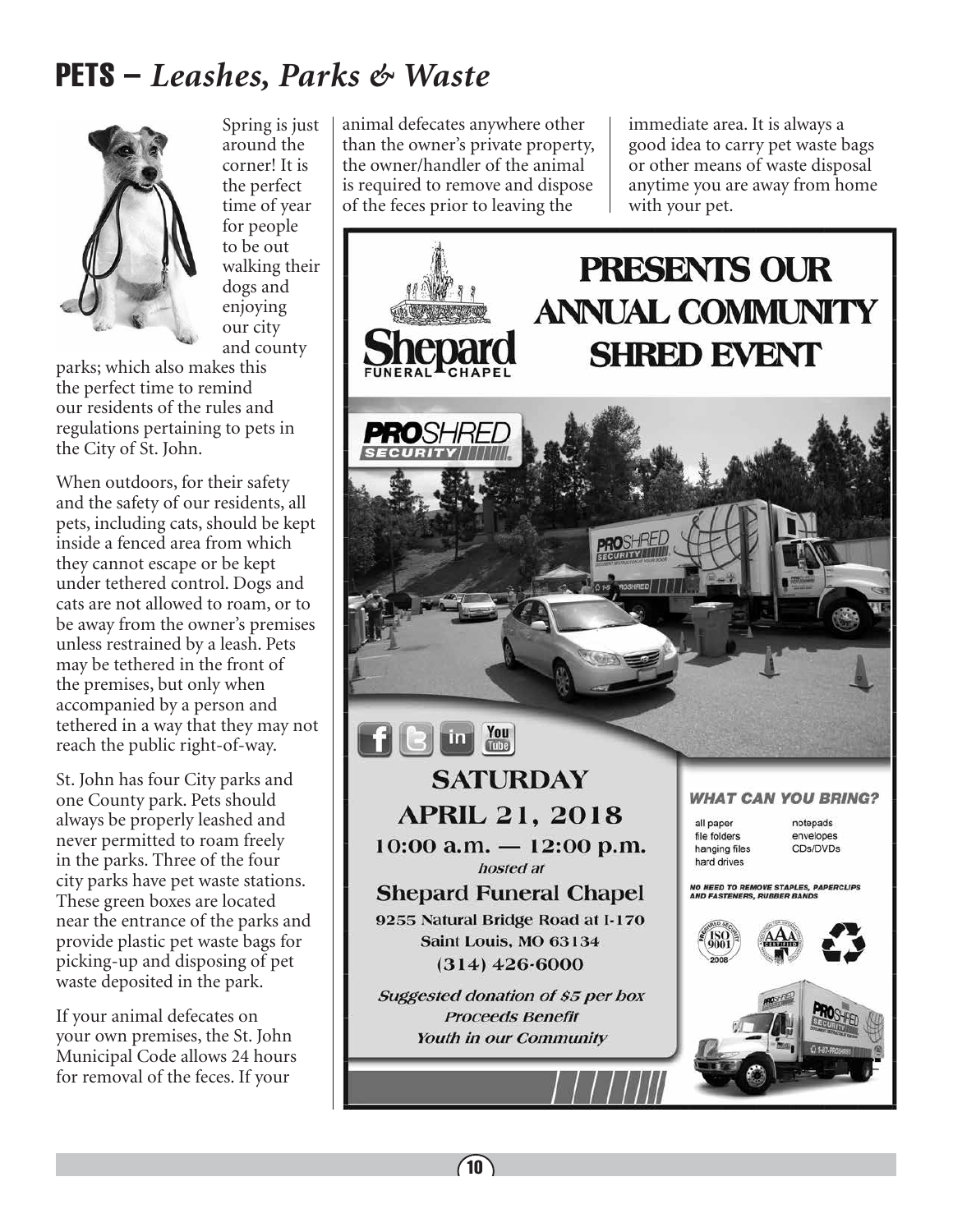# PETS – *Leashes, Parks & Waste*

Spring is just around the corner! It is the perfect time of year for people to be out walking their dogs and enjoying our city and county parks; which also makes this the perfect time to remind our residents of the rules and regulations pertaining to pets in the City of St. John.

When outdoors, for their safety and the safety of our residents, all pets, including cats, should be kept inside a fenced area from which they cannot escape or be kept under tethered control. Dogs and cats are not allowed to roam, or to be away from the owner's premises unless restrained by a leash. Pets may be tethered in the front of the premises, but only when accompanied by a person and tethered in a way that they may not reach the public right-of-way.

St. John has four City parks and one County park. Pets should always be properly leashed and never permitted to roam freely in the parks. Three of the four city parks have pet waste stations. These green boxes are located near the entrance of the parks and provide plastic pet waste bags for picking-up and disposing of pet waste deposited in the park.

If your animal defecates on your own premises, the St. John Municipal Code allows 24 hours for removal of the feces. If your animal defecates anywhere other than the owner's private property, the owner/handler of the animal is required to remove and dispose of the feces prior to leaving the immediate area. It is always a good idea to carry pet waste bags or other means of waste disposal anytime you are away from home with your pet.

---

**Shepard Funeral Chapel**

## PRESENTS OUR ANNUAL COMMUNITY SHRED EVENT

**PROSHRED SECURITY**

### SATURDAY APRIL 21, 2018

**10:00 a.m. — 12:00 p.m.**

*hosted at*

**Shepard Funeral Chapel**

9255 Natural Bridge Road at I-170
Saint Louis, MO 63134
(314) 426-6000

*Suggested donation of $5 per box*
*Proceeds Benefit*
*Youth in our Community*

***WHAT CAN YOU BRING?***

- all paper
- file folders
- hanging files
- hard drives
- notepads
- envelopes
- CDs/DVDs

*NO NEED TO REMOVE STAPLES, PAPERCLIPS AND FASTENERS, RUBBER BANDS*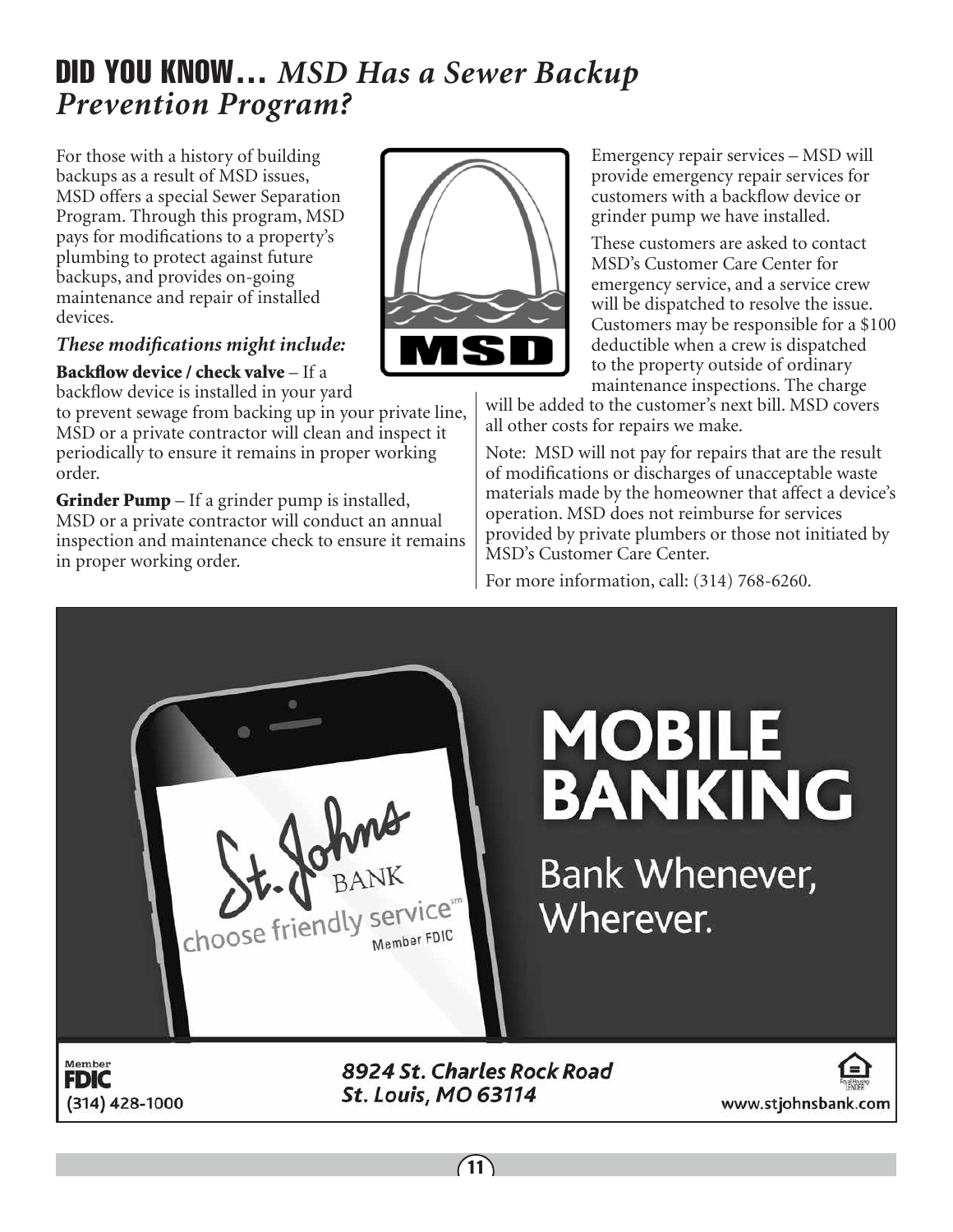# DID YOU KNOW… *MSD Has a Sewer Backup Prevention Program?*

For those with a history of building backups as a result of MSD issues, MSD offers a special Sewer Separation Program. Through this program, MSD pays for modifications to a property's plumbing to protect against future backups, and provides on-going maintenance and repair of installed devices.

***These modifications might include:***

**Backflow device / check valve** – If a backflow device is installed in your yard to prevent sewage from backing up in your private line, MSD or a private contractor will clean and inspect it periodically to ensure it remains in proper working order.

**Grinder Pump** – If a grinder pump is installed, MSD or a private contractor will conduct an annual inspection and maintenance check to ensure it remains in proper working order.

Emergency repair services – MSD will provide emergency repair services for customers with a backflow device or grinder pump we have installed.

These customers are asked to contact MSD's Customer Care Center for emergency service, and a service crew will be dispatched to resolve the issue. Customers may be responsible for a $100 deductible when a crew is dispatched to the property outside of ordinary maintenance inspections. The charge will be added to the customer's next bill. MSD covers all other costs for repairs we make.

Note: MSD will not pay for repairs that are the result of modifications or discharges of unacceptable waste materials made by the homeowner that affect a device's operation. MSD does not reimburse for services provided by private plumbers or those not initiated by MSD's Customer Care Center.

For more information, call: (314) 768-6260.

---

St. Johns BANK
choose friendly service℠
Member FDIC

# MOBILE BANKING

Bank Whenever, Wherever.

Member FDIC
(314) 428-1000

*8924 St. Charles Rock Road*
*St. Louis, MO 63114*

Equal Housing Lender
www.stjohnsbank.com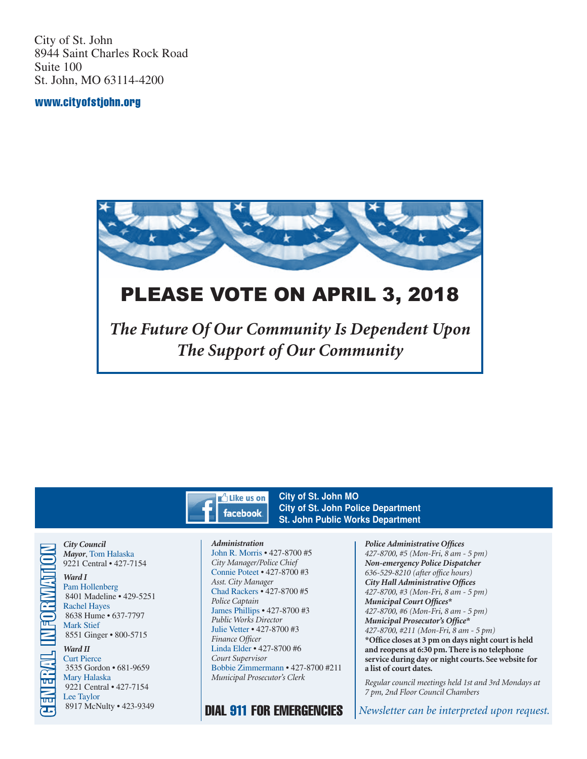City of St. John
8944 Saint Charles Rock Road
Suite 100
St. John, MO 63114-4200

**www.cityofstjohn.org**

# PLEASE VOTE ON APRIL 3, 2018

***The Future Of Our Community Is Dependent Upon The Support of Our Community***

Like us on facebook

**City of St. John MO**
**City of St. John Police Department**
**St. John Public Works Department**

## GENERAL INFORMATION

***City Council***

***Mayor***, Tom Halaska
9221 Central • 427-7154

***Ward I***

Pam Hollenberg
8401 Madeline • 429-5251

Rachel Hayes
8638 Hume • 637-7797

Mark Stief
8551 Ginger • 800-5715

***Ward II***

Curt Pierce
3535 Gordon • 681-9659

Mary Halaska
9221 Central • 427-7154

Lee Taylor
8917 McNulty • 423-9349

***Administration***

John R. Morris • 427-8700 #5
*City Manager/Police Chief*

Connie Poteet • 427-8700 #3
*Asst. City Manager*

Chad Rackers • 427-8700 #5
*Police Captain*

James Phillips • 427-8700 #3
*Public Works Director*

Julie Vetter • 427-8700 #3
*Finance Officer*

Linda Elder • 427-8700 #6
*Court Supervisor*

Bobbie Zimmermann • 427-8700 #211
*Municipal Prosecutor's Clerk*

**DIAL 911 FOR EMERGENCIES**

***Police Administrative Offices***
*427-8700, #5 (Mon-Fri, 8 am - 5 pm)*

***Non-emergency Police Dispatcher***
*636-529-8210 (after office hours)*

***City Hall Administrative Offices***
*427-8700, #3 (Mon-Fri, 8 am - 5 pm)*

***Municipal Court Offices****
*427-8700, #6 (Mon-Fri, 8 am - 5 pm)*

***Municipal Prosecutor's Office****
*427-8700, #211 (Mon-Fri, 8 am - 5 pm)*

**\*Office closes at 3 pm on days night court is held and reopens at 6:30 pm. There is no telephone service during day or night courts. See website for a list of court dates.**

*Regular council meetings held 1st and 3rd Mondays at 7 pm, 2nd Floor Council Chambers*

*Newsletter can be interpreted upon request.*